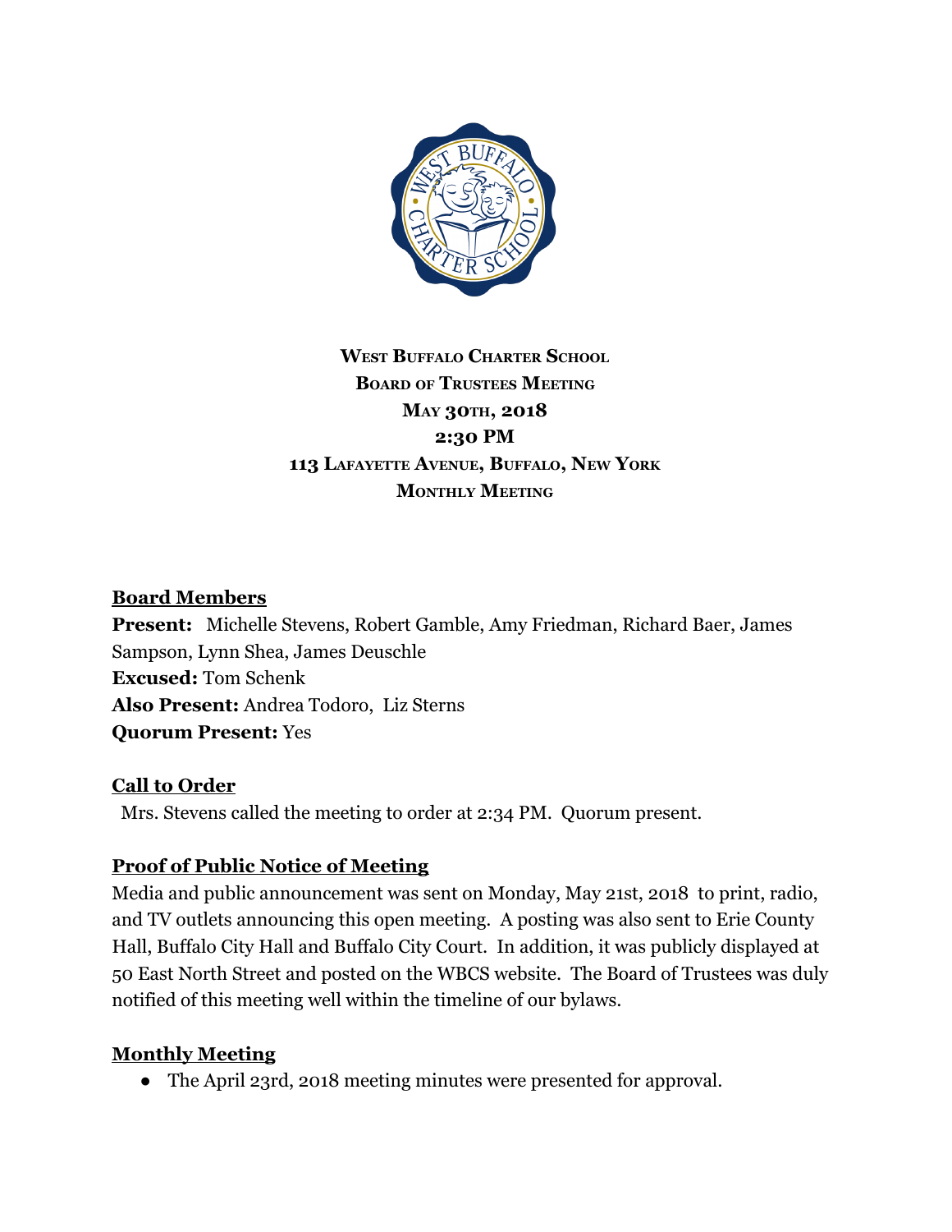**West Buffalo Charter School**
**Board of Trustees Meeting**
**May 30th, 2018**
**2:30 PM**
**113 Lafayette Avenue, Buffalo, New York**
**Monthly Meeting**

## Board Members

**Present:** Michelle Stevens, Robert Gamble, Amy Friedman, Richard Baer, James Sampson, Lynn Shea, James Deuschle
**Excused:** Tom Schenk
**Also Present:** Andrea Todoro, Liz Sterns
**Quorum Present:** Yes

## Call to Order

Mrs. Stevens called the meeting to order at 2:34 PM. Quorum present.

## Proof of Public Notice of Meeting

Media and public announcement was sent on Monday, May 21st, 2018 to print, radio, and TV outlets announcing this open meeting. A posting was also sent to Erie County Hall, Buffalo City Hall and Buffalo City Court. In addition, it was publicly displayed at 50 East North Street and posted on the WBCS website. The Board of Trustees was duly notified of this meeting well within the timeline of our bylaws.

## Monthly Meeting

- The April 23rd, 2018 meeting minutes were presented for approval.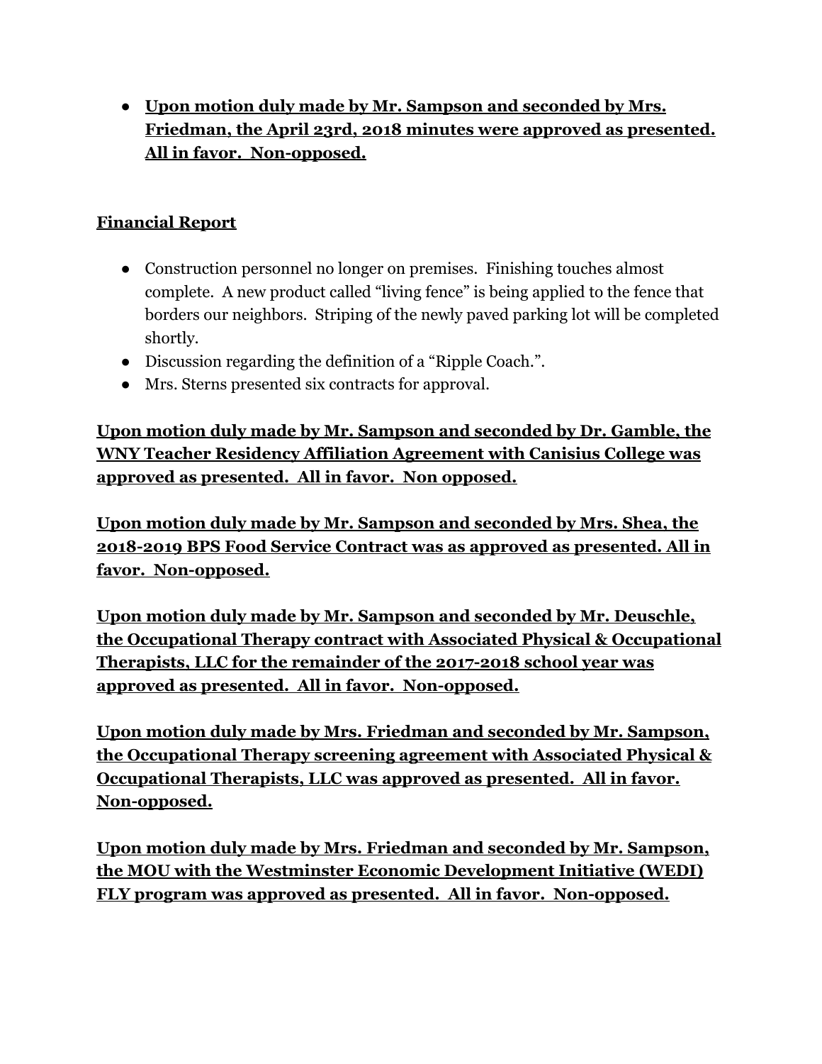- **<u>Upon motion duly made by Mr. Sampson and seconded by Mrs. Friedman, the April 23rd, 2018 minutes were approved as presented. All in favor. Non-opposed.</u>**

## <u>Financial Report</u>

- Construction personnel no longer on premises. Finishing touches almost complete. A new product called "living fence" is being applied to the fence that borders our neighbors. Striping of the newly paved parking lot will be completed shortly.
- Discussion regarding the definition of a "Ripple Coach.".
- Mrs. Sterns presented six contracts for approval.

**<u>Upon motion duly made by Mr. Sampson and seconded by Dr. Gamble, the WNY Teacher Residency Affiliation Agreement with Canisius College was approved as presented. All in favor. Non opposed.</u>**

**<u>Upon motion duly made by Mr. Sampson and seconded by Mrs. Shea, the 2018-2019 BPS Food Service Contract was as approved as presented. All in favor. Non-opposed.</u>**

**<u>Upon motion duly made by Mr. Sampson and seconded by Mr. Deuschle, the Occupational Therapy contract with Associated Physical & Occupational Therapists, LLC for the remainder of the 2017-2018 school year was approved as presented. All in favor. Non-opposed.</u>**

**<u>Upon motion duly made by Mrs. Friedman and seconded by Mr. Sampson, the Occupational Therapy screening agreement with Associated Physical & Occupational Therapists, LLC was approved as presented. All in favor. Non-opposed.</u>**

**<u>Upon motion duly made by Mrs. Friedman and seconded by Mr. Sampson, the MOU with the Westminster Economic Development Initiative (WEDI) FLY program was approved as presented. All in favor. Non-opposed.</u>**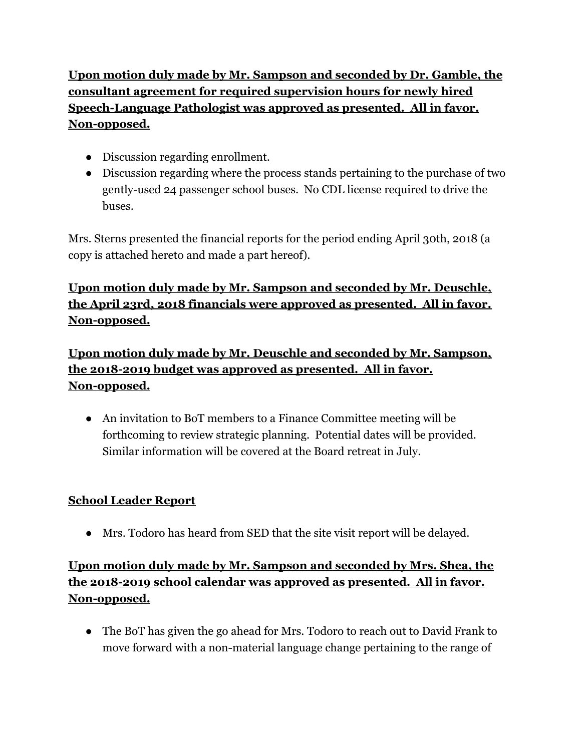**<u>Upon motion duly made by Mr. Sampson and seconded by Dr. Gamble, the consultant agreement for required supervision hours for newly hired Speech-Language Pathologist was approved as presented. All in favor. Non-opposed.</u>**

- Discussion regarding enrollment.
- Discussion regarding where the process stands pertaining to the purchase of two gently-used 24 passenger school buses. No CDL license required to drive the buses.

Mrs. Sterns presented the financial reports for the period ending April 30th, 2018 (a copy is attached hereto and made a part hereof).

**<u>Upon motion duly made by Mr. Sampson and seconded by Mr. Deuschle, the April 23rd, 2018 financials were approved as presented. All in favor. Non-opposed.</u>**

**<u>Upon motion duly made by Mr. Deuschle and seconded by Mr. Sampson, the 2018-2019 budget was approved as presented. All in favor. Non-opposed.</u>**

- An invitation to BoT members to a Finance Committee meeting will be forthcoming to review strategic planning. Potential dates will be provided. Similar information will be covered at the Board retreat in July.

**<u>School Leader Report</u>**

- Mrs. Todoro has heard from SED that the site visit report will be delayed.

**<u>Upon motion duly made by Mr. Sampson and seconded by Mrs. Shea, the the 2018-2019 school calendar was approved as presented. All in favor. Non-opposed.</u>**

- The BoT has given the go ahead for Mrs. Todoro to reach out to David Frank to move forward with a non-material language change pertaining to the range of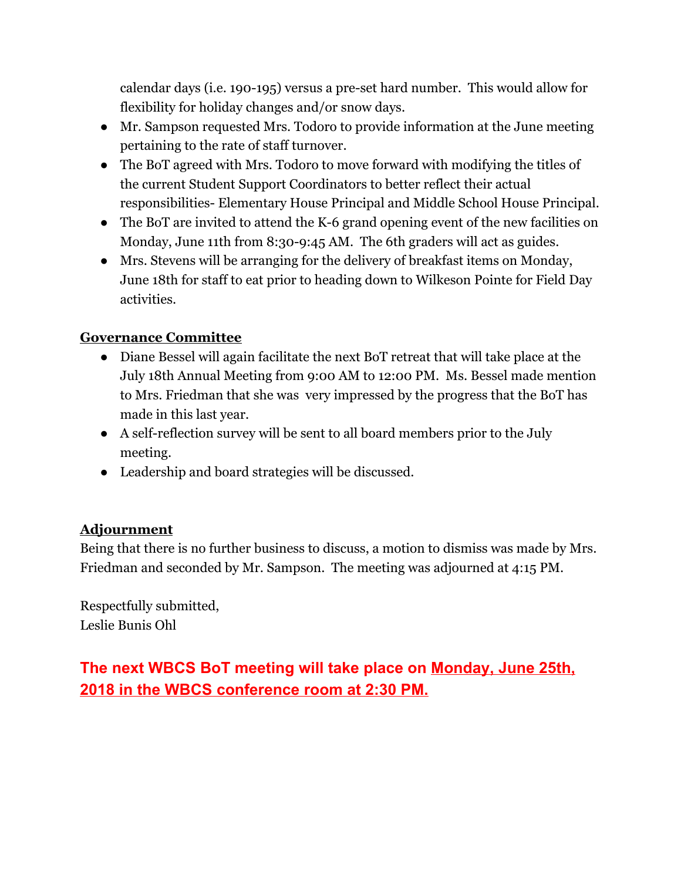calendar days (i.e. 190-195) versus a pre-set hard number. This would allow for flexibility for holiday changes and/or snow days.

- Mr. Sampson requested Mrs. Todoro to provide information at the June meeting pertaining to the rate of staff turnover.
- The BoT agreed with Mrs. Todoro to move forward with modifying the titles of the current Student Support Coordinators to better reflect their actual responsibilities- Elementary House Principal and Middle School House Principal.
- The BoT are invited to attend the K-6 grand opening event of the new facilities on Monday, June 11th from 8:30-9:45 AM. The 6th graders will act as guides.
- Mrs. Stevens will be arranging for the delivery of breakfast items on Monday, June 18th for staff to eat prior to heading down to Wilkeson Pointe for Field Day activities.

**Governance Committee**

- Diane Bessel will again facilitate the next BoT retreat that will take place at the July 18th Annual Meeting from 9:00 AM to 12:00 PM. Ms. Bessel made mention to Mrs. Friedman that she was very impressed by the progress that the BoT has made in this last year.
- A self-reflection survey will be sent to all board members prior to the July meeting.
- Leadership and board strategies will be discussed.

**Adjournment**

Being that there is no further business to discuss, a motion to dismiss was made by Mrs. Friedman and seconded by Mr. Sampson. The meeting was adjourned at 4:15 PM.

Respectfully submitted,
Leslie Bunis Ohl

**The next WBCS BoT meeting will take place on Monday, June 25th, 2018 in the WBCS conference room at 2:30 PM.**